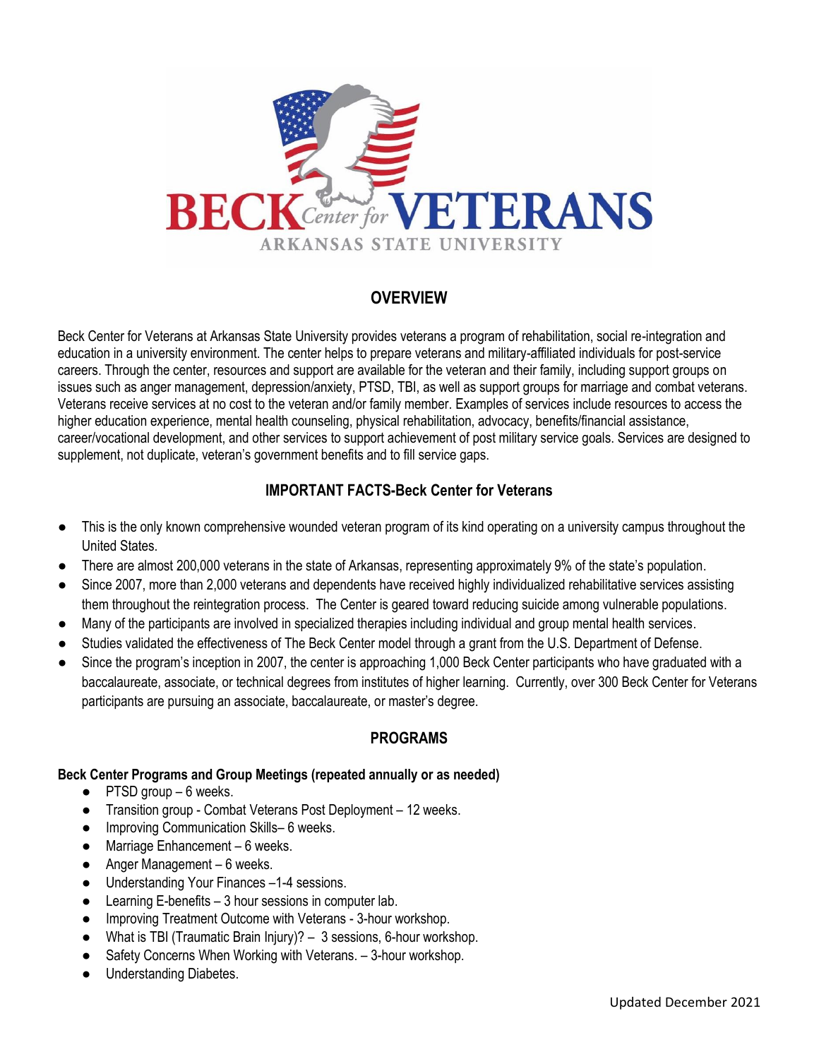# BECK Center for VETERANS

ARKANSAS STATE UNIVERSITY

## OVERVIEW

Beck Center for Veterans at Arkansas State University provides veterans a program of rehabilitation, social re-integration and education in a university environment. The center helps to prepare veterans and military-affiliated individuals for post-service careers. Through the center, resources and support are available for the veteran and their family, including support groups on issues such as anger management, depression/anxiety, PTSD, TBI, as well as support groups for marriage and combat veterans. Veterans receive services at no cost to the veteran and/or family member. Examples of services include resources to access the higher education experience, mental health counseling, physical rehabilitation, advocacy, benefits/financial assistance, career/vocational development, and other services to support achievement of post military service goals. Services are designed to supplement, not duplicate, veteran's government benefits and to fill service gaps.

## IMPORTANT FACTS-Beck Center for Veterans

- This is the only known comprehensive wounded veteran program of its kind operating on a university campus throughout the United States.
- There are almost 200,000 veterans in the state of Arkansas, representing approximately 9% of the state's population.
- Since 2007, more than 2,000 veterans and dependents have received highly individualized rehabilitative services assisting them throughout the reintegration process. The Center is geared toward reducing suicide among vulnerable populations.
- Many of the participants are involved in specialized therapies including individual and group mental health services.
- Studies validated the effectiveness of The Beck Center model through a grant from the U.S. Department of Defense.
- Since the program's inception in 2007, the center is approaching 1,000 Beck Center participants who have graduated with a baccalaureate, associate, or technical degrees from institutes of higher learning. Currently, over 300 Beck Center for Veterans participants are pursuing an associate, baccalaureate, or master's degree.

## PROGRAMS

**Beck Center Programs and Group Meetings (repeated annually or as needed)**

- PTSD group – 6 weeks.
- Transition group - Combat Veterans Post Deployment – 12 weeks.
- Improving Communication Skills– 6 weeks.
- Marriage Enhancement – 6 weeks.
- Anger Management – 6 weeks.
- Understanding Your Finances –1-4 sessions.
- Learning E-benefits – 3 hour sessions in computer lab.
- Improving Treatment Outcome with Veterans - 3-hour workshop.
- What is TBI (Traumatic Brain Injury)? – 3 sessions, 6-hour workshop.
- Safety Concerns When Working with Veterans. – 3-hour workshop.
- Understanding Diabetes.

Updated December 2021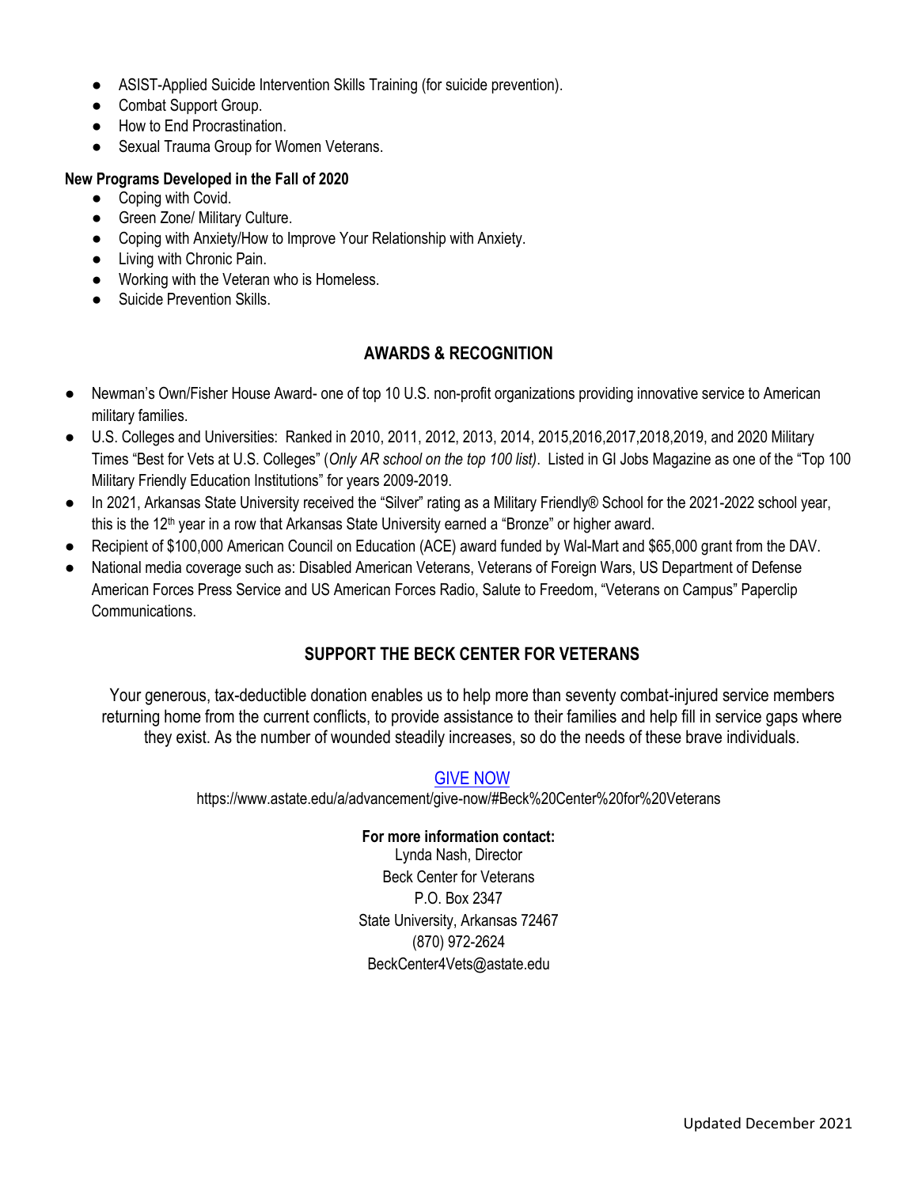- ASIST-Applied Suicide Intervention Skills Training (for suicide prevention).
- Combat Support Group.
- How to End Procrastination.
- Sexual Trauma Group for Women Veterans.

**New Programs Developed in the Fall of 2020**

- Coping with Covid.
- Green Zone/ Military Culture.
- Coping with Anxiety/How to Improve Your Relationship with Anxiety.
- Living with Chronic Pain.
- Working with the Veteran who is Homeless.
- Suicide Prevention Skills.

## AWARDS & RECOGNITION

- Newman's Own/Fisher House Award- one of top 10 U.S. non-profit organizations providing innovative service to American military families.
- U.S. Colleges and Universities: Ranked in 2010, 2011, 2012, 2013, 2014, 2015,2016,2017,2018,2019, and 2020 Military Times "Best for Vets at U.S. Colleges" (*Only AR school on the top 100 list)*. Listed in GI Jobs Magazine as one of the "Top 100 Military Friendly Education Institutions" for years 2009-2019.
- In 2021, Arkansas State University received the "Silver" rating as a Military Friendly® School for the 2021-2022 school year, this is the 12th year in a row that Arkansas State University earned a "Bronze" or higher award.
- Recipient of $100,000 American Council on Education (ACE) award funded by Wal-Mart and $65,000 grant from the DAV.
- National media coverage such as: Disabled American Veterans, Veterans of Foreign Wars, US Department of Defense American Forces Press Service and US American Forces Radio, Salute to Freedom, "Veterans on Campus" Paperclip Communications.

## SUPPORT THE BECK CENTER FOR VETERANS

Your generous, tax-deductible donation enables us to help more than seventy combat-injured service members returning home from the current conflicts, to provide assistance to their families and help fill in service gaps where they exist. As the number of wounded steadily increases, so do the needs of these brave individuals.

GIVE NOW

https://www.astate.edu/a/advancement/give-now/#Beck%20Center%20for%20Veterans

**For more information contact:**

Lynda Nash, Director
Beck Center for Veterans
P.O. Box 2347
State University, Arkansas 72467
(870) 972-2624
BeckCenter4Vets@astate.edu

Updated December 2021